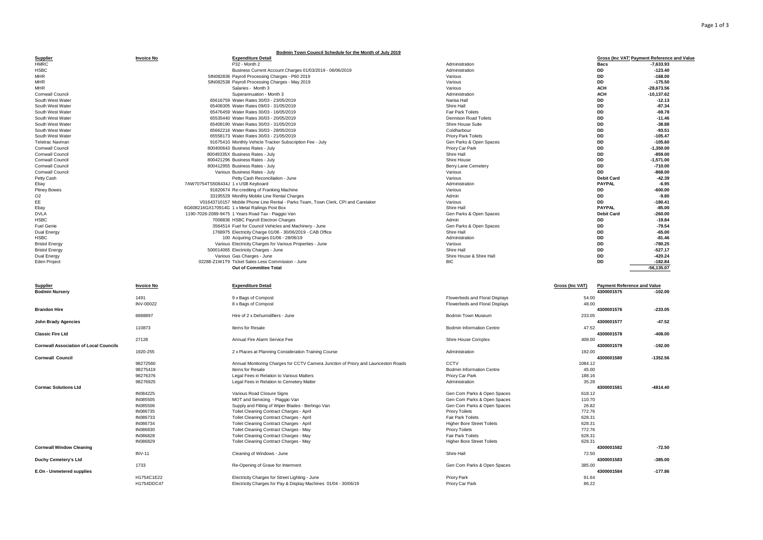# Bodmin Town Council Schedule for the Month of July 2019

| Supplier | Invoice No | Expenditure Detail | | Gross (Inc VAT) | Payment Reference and Value |
|---|---|---|---|---|---|
| HMRC | | P32 - Month 2 | Administration | Bacs | -7,633.93 |
| HSBC | | Business Current Account Charges 01/03/2019 - 06/06/2019 | Administration | DD | -123.40 |
| MHR | SIN082836 | Payroll Processing Charges - P60 2019 | Various | DD | -168.00 |
| MHR | SIN082538 | Payroll Processing Charges - May 2019 | Various | DD | -175.50 |
| MHR | | Salaries - Month 3 | Various | ACH | -28,673.56 |
| Cornwall Council | | Superannuation - Month 3 | Administration | ACH | -10,137.62 |
| South West Water | 65616759 | Water Rates 30/03 - 23/05/2019 | Narisa Hall | DD | -12.13 |
| South West Water | 65408305 | Water Rates 09/03 - 31/05/2019 | Shire Hall | DD | -87.34 |
| South West Water | 65476459 | Water Rates 30/03 - 16/05/2019 | Fair Park Toilets | DD | -69.78 |
| South West Water | 65535440 | Water Rates 30/03 - 20/05/2019 | Dennison Road Toilets | DD | -11.46 |
| South West Water | 65408190 | Water Rates 30/03 - 31/05/2019 | Shire House Suite | DD | -38.88 |
| South West Water | 65662216 | Water Rates 30/03 - 28/05/2019 | Coldharbour | DD | -93.51 |
| South West Water | 65558173 | Water Rates 30/03 - 21/05/2019 | Priory Park Toilets | DD | -105.47 |
| Teletrac Navman | 91675410 | Monthly Vehicle Tracker Subscription Fee - July | Gen Parks & Open Spaces | DD | -105.60 |
| Cornwall Council | 800400643 | Business Rates - July | Priory Car Park | DD | -1,350.00 |
| Cornwall Council | 80049335X | Business Rates - July | Shire Hall | DD | -859.00 |
| Cornwall Council | 800421296 | Business Rates - July | Shire House | DD | -1,571.00 |
| Cornwall Council | 800412955 | Business Rates - July | Berry Lane Cemetery | DD | -710.00 |
| Cornwall Council | Various | Business Rates - July | Various | DD | -868.00 |
| Petty Cash | | Petty Cash Reconciliation - June | Various | Debit Card | -42.39 |
| Ebay | 7AW70754TS508434J | 1 x USB Keyboard | Administration | PAYPAL | -6.95 |
| Pitney Bowes | 91820674 | Re-crediting of Franking Machine | Various | DD | -600.00 |
| O2 | 33195529 | Monthly Mobile Line Rental Charges | Admin | DD | -9.80 |
| EE | V01643710157 | Mobile Phone Line Rental - Parks Team, Town Clerk, CPI and Caretaker | Various | DD | -180.41 |
| Ebay | 6G608216GX170914G | 1 x Metal Railings Post Box | Shire Hall | PAYPAL | -85.00 |
| DVLA | 1190-7026-2089-9475 | 1 Years Road Tax - Piaggio Van | Gen Parks & Open Spaces | Debit Card | -260.00 |
| HSBC | 7008836 | HSBC Payroll Electron Charges | Admin | DD | -19.84 |
| Fuel Genie | 3564514 | Fuel for Council Vehicles and Machinery - June | Gen Parks & Open Spaces | DD | -79.54 |
| Dual Energy | 1768975 | Electricity Charge 01/06 - 30/06/2019 - CAB Office | Shire Hall | DD | -65.00 |
| HSBC | 100 | Acquiring Charges 01/06 - 28/06/19 | Administration | DD | -81.46 |
| Bristol Energy | Various | Electricity Charges for Various Properties - June | Various | DD | -780.25 |
| Bristol Energy | 500014065 | Electricity Charges - June | Shire Hall | DD | -527.17 |
| Dual Energy | Various | Gas Charges - June | Shire House & Shire Hall | DD | -420.24 |
| Eden Project | 02288-Z1W1T9 | Ticket Sales Less Commission - June | BIC | DD | -182.84 |
| | | **Out of Committee Total** | | | -56,135.07 |

| Supplier | Invoice No | Expenditure Detail | | Gross (Inc VAT) | Payment Reference and Value | |
|---|---|---|---|---|---|---|
| **Bodmin Nursery** | | | | | 4300001575 | -102.00 |
| | 1491 | 9 x Bags of Compost | Flowerbeds and Floral Displays | 54.00 | | |
| | INV-00022 | 8 x Bags of Compost | Flowerbeds and Floral Displays | 48.00 | | |
| **Brandon Hire** | | | | | 4300001576 | -233.05 |
| | 6888897 | Hire of 2 x Dehumidifiers - June | Bodmin Town Museum | 233.05 | | |
| **John Brady Agencies** | | | | | 4300001577 | -47.52 |
| | 110873 | Items for Resale | Bodmin Information Centre | 47.52 | | |
| **Classic Fire Ltd** | | | | | 4300001578 | -408.00 |
| | 27128 | Annual Fire Alarm Service Fee | Shire House Complex | 408.00 | | |
| **Cornwall Association of Local Councils** | | | | | 4300001579 | -192.00 |
| | 1920-255 | 2 x Places at Planning Consideration Training Course | Administration | 192.00 | | |
| **Cornwall Council** | | | | | 4300001580 | -1352.56 |
| | 98272560 | Annual Monitoring Charges for CCTV Camera Junction of Priory and Launceston Roads | CCTV | 1084.12 | | |
| | 98275419 | Items for Resale | Bodmin Information Centre | 45.00 | | |
| | 98276376 | Legal Fees in Relation to Various Matters | Priory Car Park | 188.16 | | |
| | 98276925 | Legal Fees in Relation to Cemetery Matter | Administration | 35.28 | | |
| **Cormac Solutions Ltd** | | | | | 4300001581 | -4814.40 |
| | IN084225 | Various Road Closure Signs | Gen Com Parks & Open Spaces | 618.12 | | |
| | IN085505 | MOT and Servicing - Piaggio Van | Gen Com Parks & Open Spaces | 110.70 | | |
| | IN085506 | Supply and Fitting of Wiper Blades - Berlingo Van | Gen Com Parks & Open Spaces | 26.82 | | |
| | IN086735 | Toilet Cleaning Contract Charges - April | Priory Toilets | 772.76 | | |
| | IN086733 | Toilet Cleaning Contract Charges - April | Fair Park Toilets | 628.31 | | |
| | IN086734 | Toilet Cleaning Contract Charges - April | Higher Bore Street Toilets | 628.31 | | |
| | IN086830 | Toilet Cleaning Contract Charges - May | Priory Toilets | 772.76 | | |
| | IN086828 | Toilet Cleaning Contract Charges - May | Fair Park Toilets | 628.31 | | |
| | IN086829 | Toilet Cleaning Contract Charges - May | Higher Bore Street Toilets | 628.31 | | |
| **Cornwall Window Cleaning** | | | | | 4300001582 | -72.50 |
| | INV-11 | Cleaning of Windows - June | Shire Hall | 72.50 | | |
| **Duchy Cemetery's Ltd** | | | | | 4300001583 | -385.00 |
| | 1733 | Re-Opening of Grave for Interment | Gen Com Parks & Open Spaces | 385.00 | | |
| **E.On - Unmetered supplies** | | | | | 4300001584 | -177.86 |
| | H1754C1E22 | Electricity Charges for Street Lighting - June | Priory Park | 91.64 | | |
| | H1754DDC47 | Electricity Charges for Pay & Display Machines 01/04 - 30/06/19 | Priory Car Park | 86.22 | | |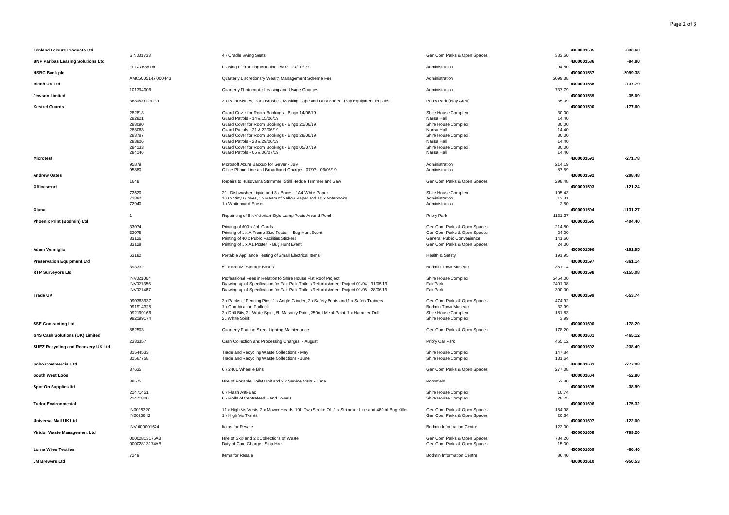| Supplier | Invoice | Description | Cost Centre | Amount | Payment Ref | Total |
|---|---|---|---|---|---|---|
| **Fenland Leisure Products Ltd** | | | | | **4300001585** | **-333.60** |
| | SIN031733 | 4 x Cradle Swing Seats | Gen Com Parks & Open Spaces | 333.60 | | |
| **BNP Paribas Leasing Solutions Ltd** | | | | | **4300001586** | **-94.80** |
| | FLLA7638760 | Leasing of Franking Machine 25/07 - 24/10/19 | Administration | 94.80 | | |
| **HSBC Bank plc** | | | | | **4300001587** | **-2099.38** |
| | AMC5005147/000443 | Quarterly Discretionary Wealth Management Scheme Fee | Administration | 2099.38 | | |
| **Ricoh UK Ltd** | | | | | **4300001588** | **-737.79** |
| | 101394006 | Quarterly Photocopier Leasing and Usage Charges | Administration | 737.79 | | |
| **Jewson Limited** | | | | | **4300001589** | **-35.09** |
| | 3630/00129239 | 3 x Paint Kettles, Paint Brushes, Masking Tape and Dust Sheet - Play Equipment Repairs | Priory Park (Play Area) | 35.09 | | |
| **Kestrel Guards** | | | | | **4300001590** | **-177.60** |
| | 282813 | Guard Cover for Room Bookings - Bingo 14/06/19 | Shire House Complex | 30.00 | | |
| | 282821 | Guard Patrols - 14 & 15/06/19 | Narisa Hall | 14.40 | | |
| | 283090 | Guard Cover for Room Bookings - Bingo 21/06/19 | Shire House Complex | 30.00 | | |
| | 283063 | Guard Patrols - 21 & 22/06/19 | Narisa Hall | 14.40 | | |
| | 283787 | Guard Cover for Room Bookings - Bingo 28/06/19 | Shire House Complex | 30.00 | | |
| | 283806 | Guard Patrols - 28 & 29/06/19 | Narisa Hall | 14.40 | | |
| | 284133 | Guard Cover for Room Bookings - Bingo 05/07/19 | Shire House Complex | 30.00 | | |
| | 284146 | Guard Patrols - 05 & 06/07/19 | Narisa Hall | 14.40 | | |
| **Microtest** | | | | | **4300001591** | **-271.78** |
| | 95879 | Microsoft Azure Backup for Server - July | Administration | 214.19 | | |
| | 95880 | Office Phone Line and Broadband Charges 07/07 - 06/08/19 | Administration | 87.59 | | |
| **Andrew Oates** | | | | | **4300001592** | **-298.48** |
| | 1648 | Repairs to Husqvarna Strimmer, Stihl Hedge Trimmer and Saw | Gen Com Parks & Open Spaces | 298.48 | | |
| **Officesmart** | | | | | **4300001593** | **-121.24** |
| | 72520 | 20L Dishwasher Liquid and 3 x Boxes of A4 White Paper | Shire House Complex | 105.43 | | |
| | 72882 | 100 x Vinyl Gloves, 1 x Ream of Yellow Paper and 10 x Notebooks | Administration | 13.31 | | |
| | 72940 | 1 x Whiteboard Eraser | Administration | 2.50 | | |
| **Oluna** | | | | | **4300001594** | **-1131.27** |
| | 1 | Repainting of 8 x Victorian Style Lamp Posts Around Pond | Priory Park | 1131.27 | | |
| **Phoenix Print (Bodmin) Ltd** | | | | | **4300001595** | **-404.40** |
| | 33074 | Printing of 600 x Job Cards | Gen Com Parks & Open Spaces | 214.80 | | |
| | 33075 | Printing of 1 x A Frame Size Poster - Bug Hunt Event | Gen Com Parks & Open Spaces | 24.00 | | |
| | 33126 | Printing of 40 x Public Facilities Stickers | General Public Convenience | 141.60 | | |
| | 33128 | Printing of 1 x A1 Poster - Bug Hunt Event | Gen Com Parks & Open Spaces | 24.00 | | |
| **Adam Vermiglio** | | | | | **4300001596** | **-191.95** |
| | 63182 | Portable Appliance Testing of Small Electrical Items | Health & Safety | 191.95 | | |
| **Preservation Equipment Ltd** | | | | | **4300001597** | **-361.14** |
| | 393332 | 50 x Archive Storage Boxes | Bodmin Town Museum | 361.14 | | |
| **RTP Surveyors Ltd** | | | | | **4300001598** | **-5155.08** |
| | INV021064 | Professional Fees in Relation to Shire House Flat Roof Project | Shire House Complex | 2454.00 | | |
| | INV021356 | Drawing up of Specification for Fair Park Toilets Refurbishment Project 01/04 - 31/05/19 | Fair Park | 2401.08 | | |
| | INV021467 | Drawing up of Specification for Fair Park Toilets Refurbishment Project 01/06 - 28/06/19 | Fair Park | 300.00 | | |
| **Trade UK** | | | | | **4300001599** | **-553.74** |
| | 990363937 | 3 x Packs of Fencing Pins, 1 x Angle Grinder, 2 x Safety Boots and 1 x Safety Trainers | Gen Com Parks & Open Spaces | 474.92 | | |
| | 991914325 | 1 x Combination Padlock | Bodmin Town Museum | 32.99 | | |
| | 992199166 | 3 x Drill Bits, 2L White Spirit, 5L Masonry Paint, 250ml Metal Paint, 1 x Hammer Drill | Shire House Complex | 181.83 | | |
| | 992199174 | 2L White Spirit | Shire House Complex | 3.99 | | |
| **SSE Contracting Ltd** | | | | | **4300001600** | **-178.20** |
| | 882503 | Quarterly Routine Street Lighting Maintenance | Gen Com Parks & Open Spaces | 178.20 | | |
| **G4S Cash Solutions (UK) Limited** | | | | | **4300001601** | **-465.12** |
| | 2333357 | Cash Collection and Processing Charges - August | Priory Car Park | 465.12 | | |
| **SUEZ Recycling and Recovery UK Ltd** | | | | | **4300001602** | **-238.49** |
| | 31544533 | Trade and Recycling Waste Collections - May | Shire House Complex | 147.84 | | |
| | 31567758 | Trade and Recycling Waste Collections - June | Shire House Complex | 131.64 | | |
| **Soho Commercial Ltd** | | | | | **4300001603** | **-277.08** |
| | 37635 | 6 x 240L Wheelie Bins | Gen Com Parks & Open Spaces | 277.08 | | |
| **South West Loos** | | | | | **4300001604** | **-52.80** |
| | 38575 | Hire of Portable Toilet Unit and 2 x Service Visits - June | Poorsfield | 52.80 | | |
| **Spot On Supplies ltd** | | | | | **4300001605** | **-38.99** |
| | 21471451 | 6 x Flash Anti-Bac | Shire House Complex | 10.74 | | |
| | 21471800 | 6 x Rolls of Centrefeed Hand Towels | Shire House Complex | 28.25 | | |
| **Tudor Environmental** | | | | | **4300001606** | **-175.32** |
| | IN0025320 | 11 x High Vis Vests, 2 x Mower Heads, 10L Two Stroke Oil, 1 x Strimmer Line and 480ml Bug Killer | Gen Com Parks & Open Spaces | 154.98 | | |
| | IN0025842 | 1 x High Vis T-shirt | Gen Com Parks & Open Spaces | 20.34 | | |
| **Universal Mail UK Ltd** | | | | | **4300001607** | **-122.00** |
| | INV-000001524 | Items for Resale | Bodmin Information Centre | 122.00 | | |
| **Viridor Waste Management Ltd** | | | | | **4300001608** | **-799.20** |
| | 00002813175AB | Hire of Skip and 2 x Collections of Waste | Gen Com Parks & Open Spaces | 784.20 | | |
| | 00002813174AB | Duty of Care Charge - Skip Hire | Gen Com Parks & Open Spaces | 15.00 | | |
| **Lorna Wiles Textiles** | | | | | **4300001609** | **-86.40** |
| | 7249 | Items for Resale | Bodmin Information Centre | 86.40 | | |
| **JM Brewers Ltd** | | | | | **4300001610** | **-950.53** |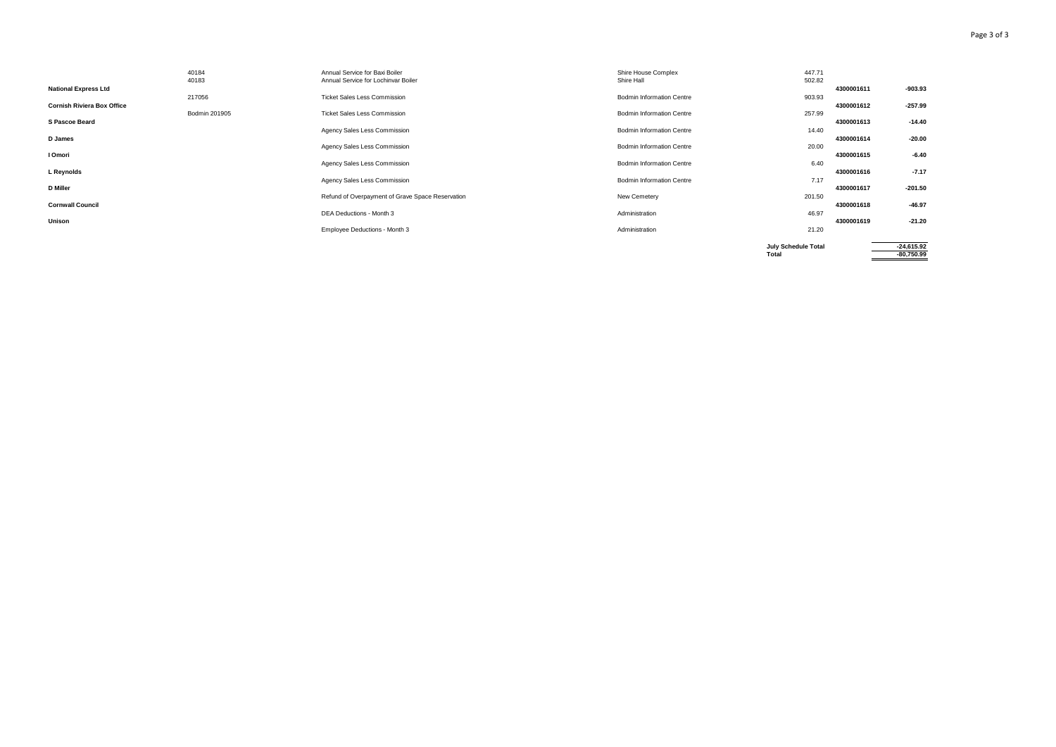| | | | | | | |
|---|---|---|---|---|---|---|
| | 40184 | Annual Service for Baxi Boiler | Shire House Complex | 447.71 | | |
| | 40183 | Annual Service for Lochinvar Boiler | Shire Hall | 502.82 | | |
| **National Express Ltd** | | | | | **4300001611** | **-903.93** |
| | 217056 | Ticket Sales Less Commission | Bodmin Information Centre | 903.93 | | |
| **Cornish Riviera Box Office** | | | | | **4300001612** | **-257.99** |
| | Bodmin 201905 | Ticket Sales Less Commission | Bodmin Information Centre | 257.99 | | |
| **S Pascoe Beard** | | | | | **4300001613** | **-14.40** |
| | | Agency Sales Less Commission | Bodmin Information Centre | 14.40 | | |
| **D James** | | | | | **4300001614** | **-20.00** |
| | | Agency Sales Less Commission | Bodmin Information Centre | 20.00 | | |
| **I Omori** | | | | | **4300001615** | **-6.40** |
| | | Agency Sales Less Commission | Bodmin Information Centre | 6.40 | | |
| **L Reynolds** | | | | | **4300001616** | **-7.17** |
| | | Agency Sales Less Commission | Bodmin Information Centre | 7.17 | | |
| **D Miller** | | | | | **4300001617** | **-201.50** |
| | | Refund of Overpayment of Grave Space Reservation | New Cemetery | 201.50 | | |
| **Cornwall Council** | | | | | **4300001618** | **-46.97** |
| | | DEA Deductions - Month 3 | Administration | 46.97 | | |
| **Unison** | | | | | **4300001619** | **-21.20** |
| | | Employee Deductions - Month 3 | Administration | 21.20 | | |
| | | | | **July Schedule Total** | | **-24,615.92** |
| | | | | **Total** | | **-80,750.99** |